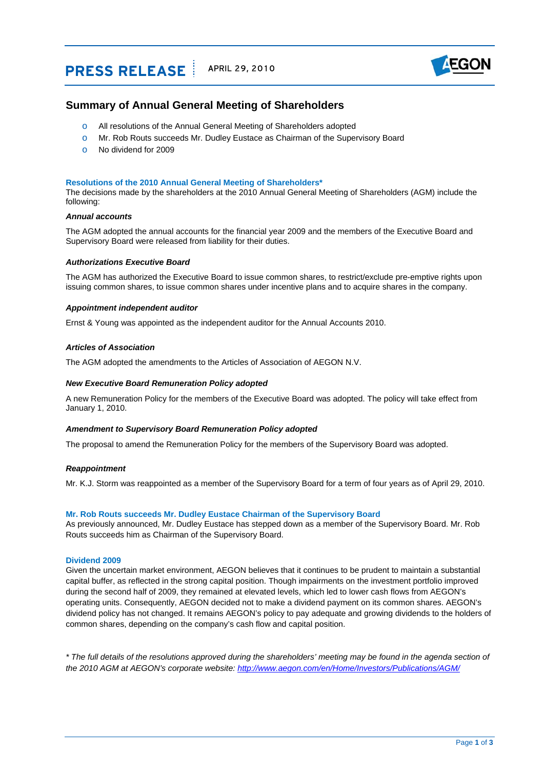PRESS RELEASE | APRIL 29, 2010

# Summary of Annual General Meeting of Shareholders

- All resolutions of the Annual General Meeting of Shareholders adopted
- Mr. Rob Routs succeeds Mr. Dudley Eustace as Chairman of the Supervisory Board
- No dividend for 2009

## Resolutions of the 2010 Annual General Meeting of Shareholders*

The decisions made by the shareholders at the 2010 Annual General Meeting of Shareholders (AGM) include the following:

***Annual accounts***

The AGM adopted the annual accounts for the financial year 2009 and the members of the Executive Board and Supervisory Board were released from liability for their duties.

***Authorizations Executive Board***

The AGM has authorized the Executive Board to issue common shares, to restrict/exclude pre-emptive rights upon issuing common shares, to issue common shares under incentive plans and to acquire shares in the company.

***Appointment independent auditor***

Ernst & Young was appointed as the independent auditor for the Annual Accounts 2010.

***Articles of Association***

The AGM adopted the amendments to the Articles of Association of AEGON N.V.

***New Executive Board Remuneration Policy adopted***

A new Remuneration Policy for the members of the Executive Board was adopted. The policy will take effect from January 1, 2010.

***Amendment to Supervisory Board Remuneration Policy adopted***

The proposal to amend the Remuneration Policy for the members of the Supervisory Board was adopted.

***Reappointment***

Mr. K.J. Storm was reappointed as a member of the Supervisory Board for a term of four years as of April 29, 2010.

## Mr. Rob Routs succeeds Mr. Dudley Eustace Chairman of the Supervisory Board

As previously announced, Mr. Dudley Eustace has stepped down as a member of the Supervisory Board. Mr. Rob Routs succeeds him as Chairman of the Supervisory Board.

## Dividend 2009

Given the uncertain market environment, AEGON believes that it continues to be prudent to maintain a substantial capital buffer, as reflected in the strong capital position. Though impairments on the investment portfolio improved during the second half of 2009, they remained at elevated levels, which led to lower cash flows from AEGON's operating units. Consequently, AEGON decided not to make a dividend payment on its common shares. AEGON's dividend policy has not changed. It remains AEGON's policy to pay adequate and growing dividends to the holders of common shares, depending on the company's cash flow and capital position.

*\* The full details of the resolutions approved during the shareholders' meeting may be found in the agenda section of the 2010 AGM at AEGON's corporate website: http://www.aegon.com/en/Home/Investors/Publications/AGM/*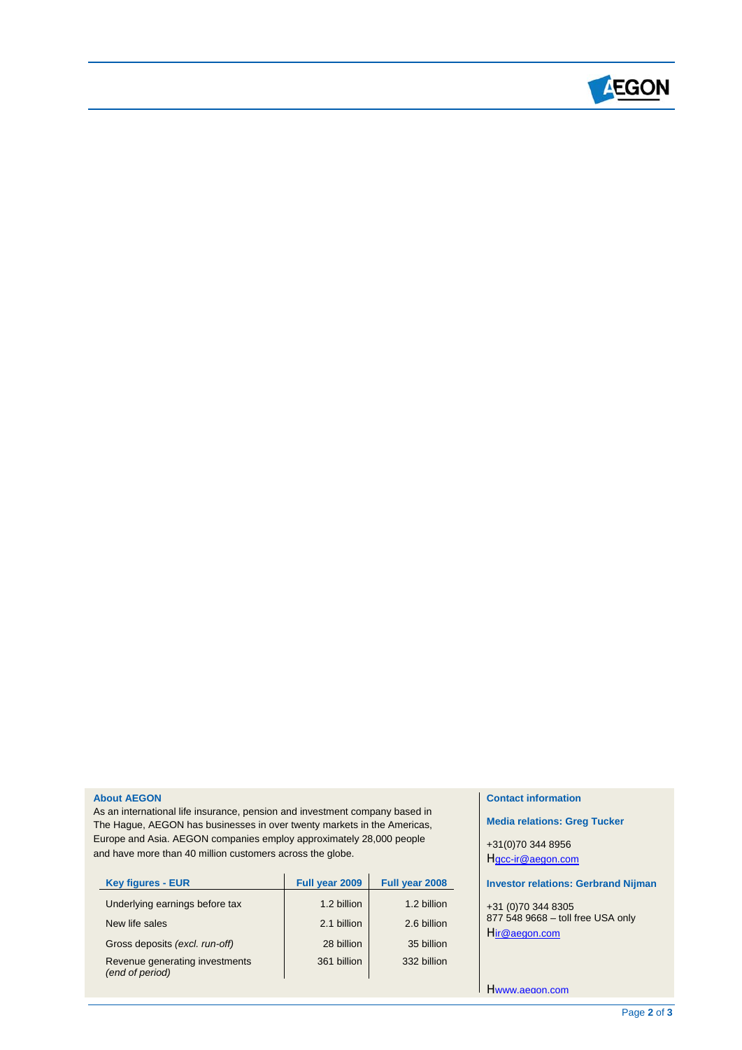**About AEGON**

As an international life insurance, pension and investment company based in The Hague, AEGON has businesses in over twenty markets in the Americas, Europe and Asia. AEGON companies employ approximately 28,000 people and have more than 40 million customers across the globe.

| Key figures - EUR | Full year 2009 | Full year 2008 |
|---|---|---|
| Underlying earnings before tax | 1.2 billion | 1.2 billion |
| New life sales | 2.1 billion | 2.6 billion |
| Gross deposits *(excl. run-off)* | 28 billion | 35 billion |
| Revenue generating investments *(end of period)* | 361 billion | 332 billion |

**Contact information**

**Media relations: Greg Tucker**

+31(0)70 344 8956
gcc-ir@aegon.com

**Investor relations: Gerbrand Nijman**

+31 (0)70 344 8305
877 548 9668 – toll free USA only
ir@aegon.com

www.aegon.com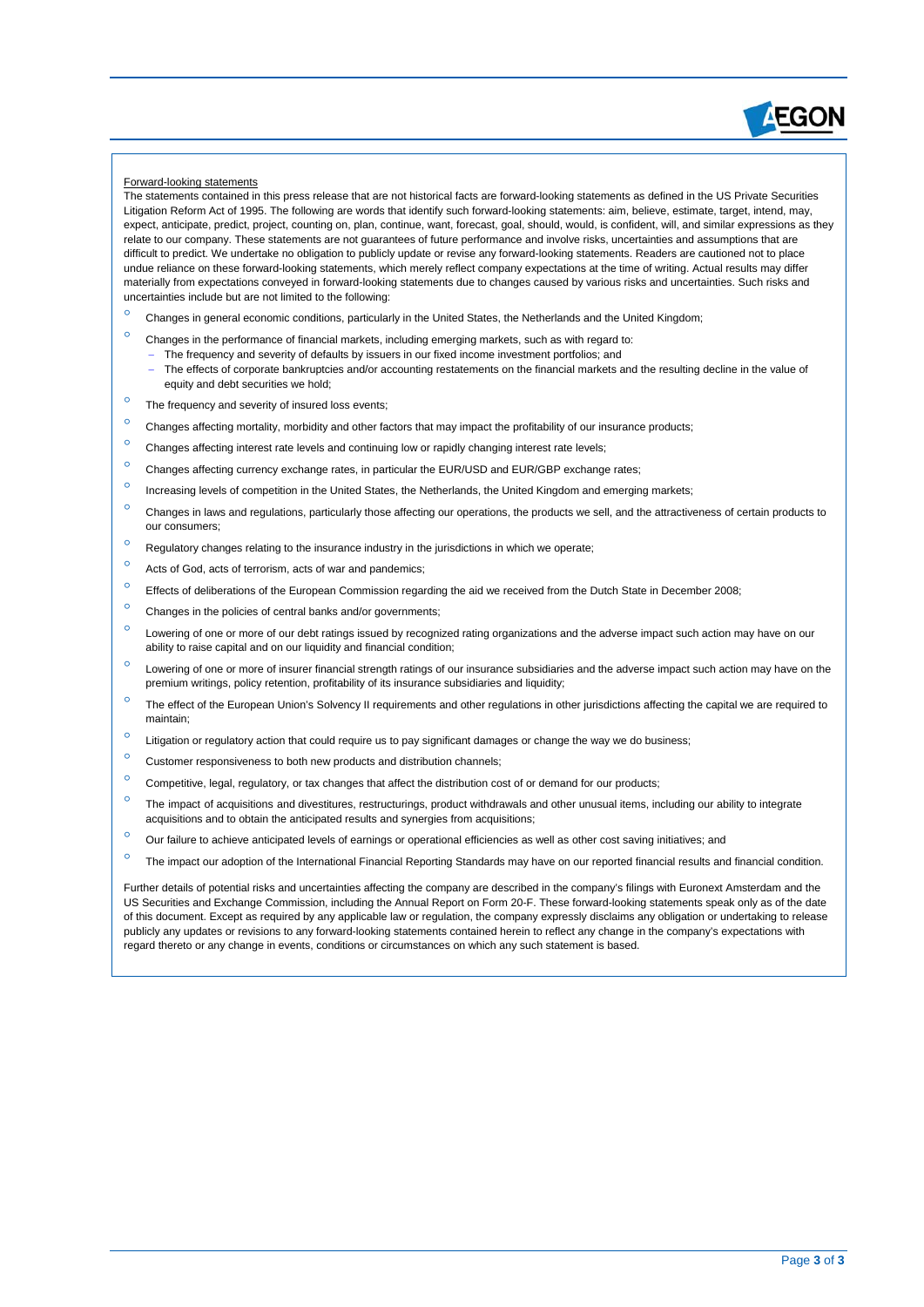Forward-looking statements

The statements contained in this press release that are not historical facts are forward-looking statements as defined in the US Private Securities Litigation Reform Act of 1995. The following are words that identify such forward-looking statements: aim, believe, estimate, target, intend, may, expect, anticipate, predict, project, counting on, plan, continue, want, forecast, goal, should, would, is confident, will, and similar expressions as they relate to our company. These statements are not guarantees of future performance and involve risks, uncertainties and assumptions that are difficult to predict. We undertake no obligation to publicly update or revise any forward-looking statements. Readers are cautioned not to place undue reliance on these forward-looking statements, which merely reflect company expectations at the time of writing. Actual results may differ materially from expectations conveyed in forward-looking statements due to changes caused by various risks and uncertainties. Such risks and uncertainties include but are not limited to the following:

- Changes in general economic conditions, particularly in the United States, the Netherlands and the United Kingdom;
- Changes in the performance of financial markets, including emerging markets, such as with regard to:
  - The frequency and severity of defaults by issuers in our fixed income investment portfolios; and
  - The effects of corporate bankruptcies and/or accounting restatements on the financial markets and the resulting decline in the value of equity and debt securities we hold;
- The frequency and severity of insured loss events;
- Changes affecting mortality, morbidity and other factors that may impact the profitability of our insurance products;
- Changes affecting interest rate levels and continuing low or rapidly changing interest rate levels;
- Changes affecting currency exchange rates, in particular the EUR/USD and EUR/GBP exchange rates;
- Increasing levels of competition in the United States, the Netherlands, the United Kingdom and emerging markets;
- Changes in laws and regulations, particularly those affecting our operations, the products we sell, and the attractiveness of certain products to our consumers;
- Regulatory changes relating to the insurance industry in the jurisdictions in which we operate;
- Acts of God, acts of terrorism, acts of war and pandemics;
- Effects of deliberations of the European Commission regarding the aid we received from the Dutch State in December 2008;
- Changes in the policies of central banks and/or governments;
- Lowering of one or more of our debt ratings issued by recognized rating organizations and the adverse impact such action may have on our ability to raise capital and on our liquidity and financial condition;
- Lowering of one or more of insurer financial strength ratings of our insurance subsidiaries and the adverse impact such action may have on the premium writings, policy retention, profitability of its insurance subsidiaries and liquidity;
- The effect of the European Union's Solvency II requirements and other regulations in other jurisdictions affecting the capital we are required to maintain;
- Litigation or regulatory action that could require us to pay significant damages or change the way we do business;
- Customer responsiveness to both new products and distribution channels;
- Competitive, legal, regulatory, or tax changes that affect the distribution cost of or demand for our products;
- The impact of acquisitions and divestitures, restructurings, product withdrawals and other unusual items, including our ability to integrate acquisitions and to obtain the anticipated results and synergies from acquisitions;
- Our failure to achieve anticipated levels of earnings or operational efficiencies as well as other cost saving initiatives; and
- The impact our adoption of the International Financial Reporting Standards may have on our reported financial results and financial condition.

Further details of potential risks and uncertainties affecting the company are described in the company's filings with Euronext Amsterdam and the US Securities and Exchange Commission, including the Annual Report on Form 20-F. These forward-looking statements speak only as of the date of this document. Except as required by any applicable law or regulation, the company expressly disclaims any obligation or undertaking to release publicly any updates or revisions to any forward-looking statements contained herein to reflect any change in the company's expectations with regard thereto or any change in events, conditions or circumstances on which any such statement is based.